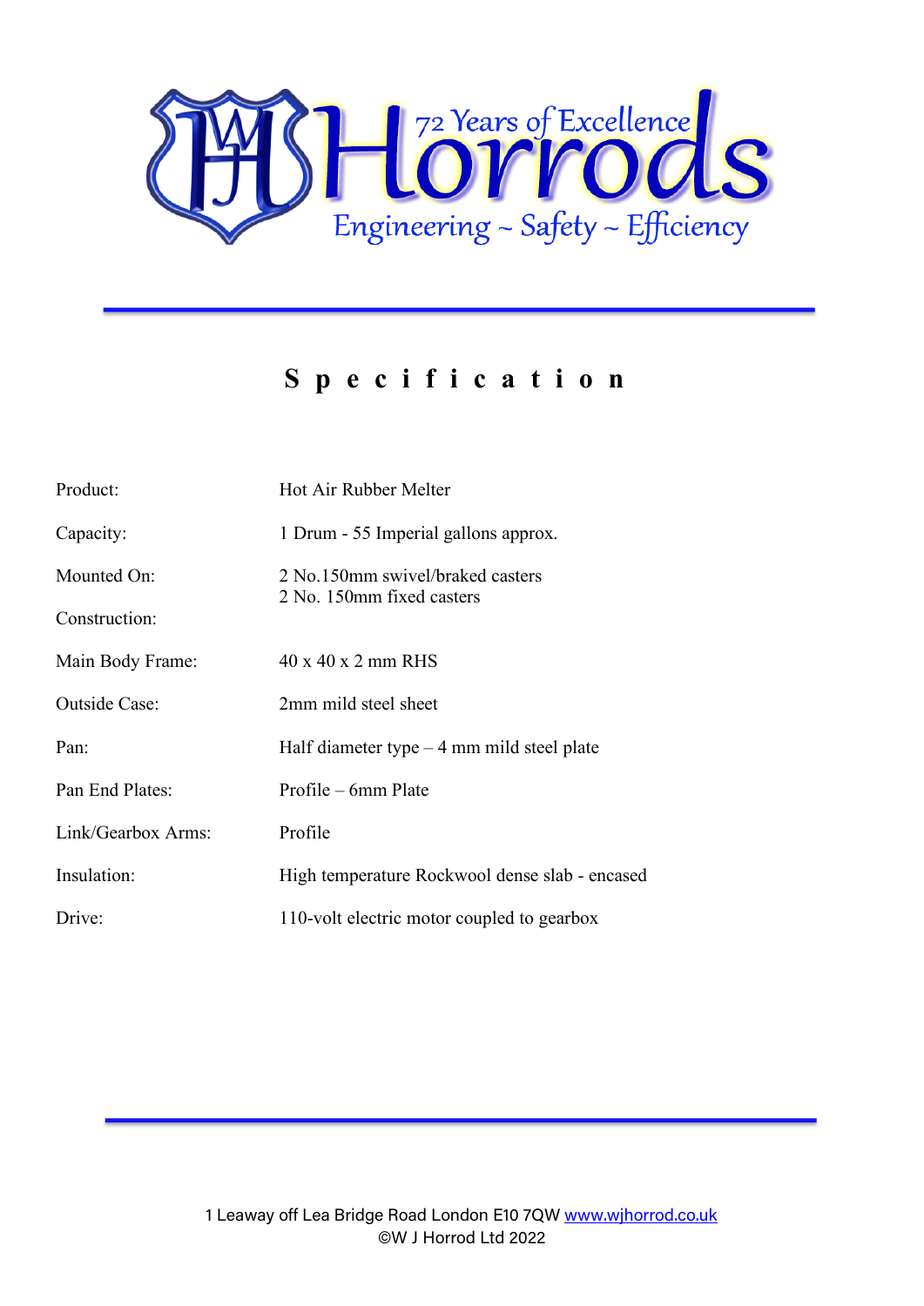Horrods

72 Years of Excellence

Engineering ~ Safety ~ Efficiency

# Specification

| | |
|---|---|
| Product: | Hot Air Rubber Melter |
| Capacity: | 1 Drum - 55 Imperial gallons approx. |
| Mounted On: | 2 No.150mm swivel/braked casters<br>2 No. 150mm fixed casters |
| Construction: | |
| Main Body Frame: | 40 x 40 x 2 mm RHS |
| Outside Case: | 2mm mild steel sheet |
| Pan: | Half diameter type – 4 mm mild steel plate |
| Pan End Plates: | Profile – 6mm Plate |
| Link/Gearbox Arms: | Profile |
| Insulation: | High temperature Rockwool dense slab - encased |
| Drive: | 110-volt electric motor coupled to gearbox |

1 Leaway off Lea Bridge Road London E10 7QW [www.wjhorrod.co.uk](http://www.wjhorrod.co.uk)
©W J Horrod Ltd 2022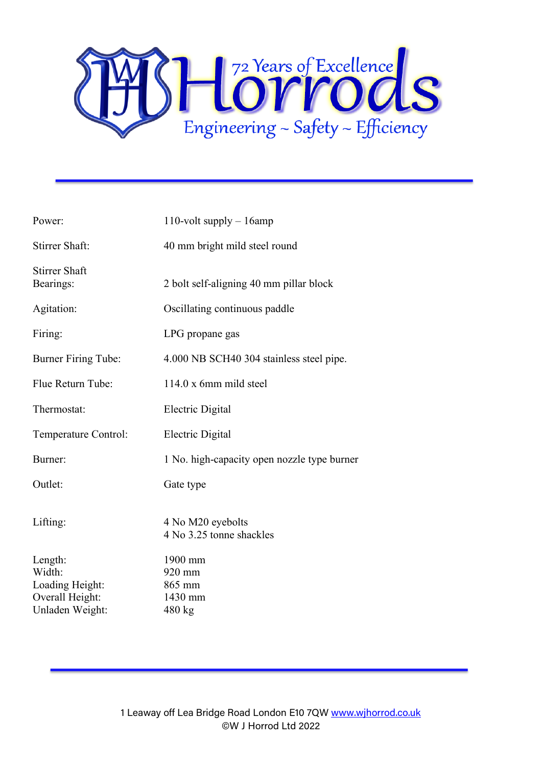| | |
|---|---|
| Power: | 110-volt supply – 16amp |
| Stirrer Shaft: | 40 mm bright mild steel round |
| Stirrer Shaft Bearings: | 2 bolt self-aligning 40 mm pillar block |
| Agitation: | Oscillating continuous paddle |
| Firing: | LPG propane gas |
| Burner Firing Tube: | 4.000 NB SCH40 304 stainless steel pipe. |
| Flue Return Tube: | 114.0 x 6mm mild steel |
| Thermostat: | Electric Digital |
| Temperature Control: | Electric Digital |
| Burner: | 1 No. high-capacity open nozzle type burner |
| Outlet: | Gate type |
| Lifting: | 4 No M20 eyebolts<br>4 No 3.25 tonne shackles |
| Length: | 1900 mm |
| Width: | 920 mm |
| Loading Height: | 865 mm |
| Overall Height: | 1430 mm |
| Unladen Weight: | 480 kg |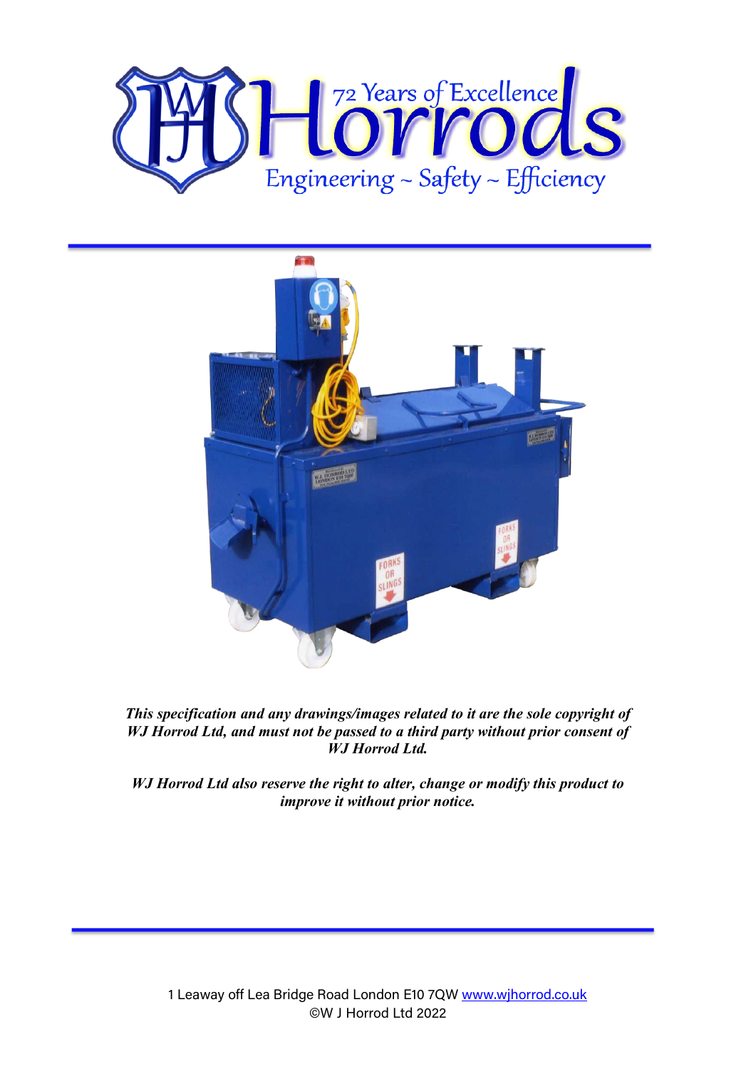*This specification and any drawings/images related to it are the sole copyright of WJ Horrod Ltd, and must not be passed to a third party without prior consent of WJ Horrod Ltd.*

*WJ Horrod Ltd also reserve the right to alter, change or modify this product to improve it without prior notice.*

1 Leaway off Lea Bridge Road London E10 7QW www.wjhorrod.co.uk
©W J Horrod Ltd 2022